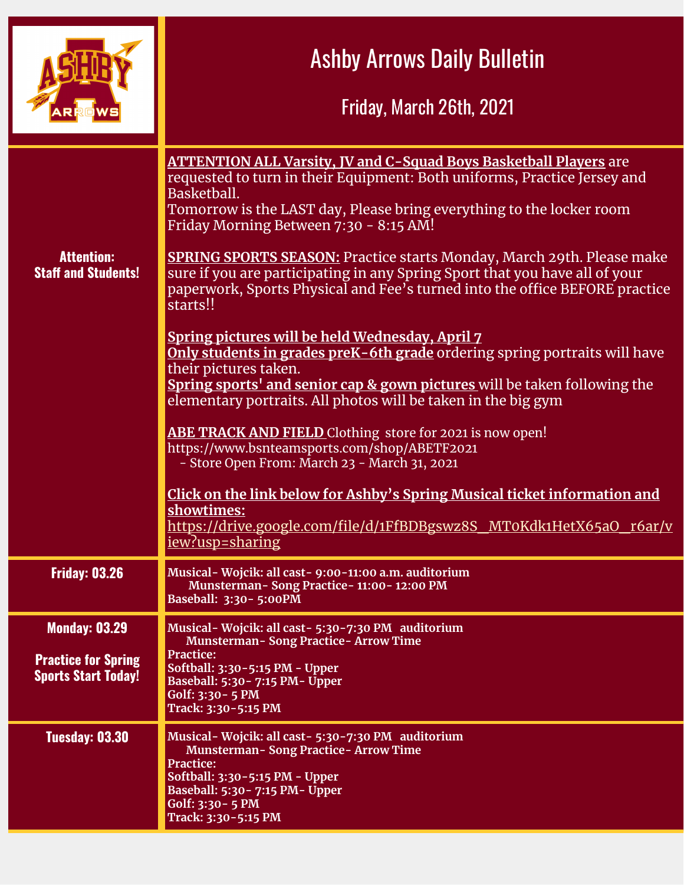# Ashby Arrows Daily Bulletin

## Friday, March 26th, 2021

**Attention: Staff and Students!**

**ATTENTION ALL Varsity, JV and C-Squad Boys Basketball Players** are requested to turn in their Equipment: Both uniforms, Practice Jersey and Basketball.
Tomorrow is the LAST day, Please bring everything to the locker room Friday Morning Between 7:30 - 8:15 AM!

**SPRING SPORTS SEASON:** Practice starts Monday, March 29th. Please make sure if you are participating in any Spring Sport that you have all of your paperwork, Sports Physical and Fee's turned into the office BEFORE practice starts!!

**Spring pictures will be held Wednesday, April 7**
**Only students in grades preK-6th grade** ordering spring portraits will have their pictures taken.
**Spring sports' and senior cap & gown pictures** will be taken following the elementary portraits. All photos will be taken in the big gym

**ABE TRACK AND FIELD** Clothing store for 2021 is now open!
https://www.bsnteamsports.com/shop/ABETF2021
- Store Open From: March 23 - March 31, 2021

**Click on the link below for Ashby's Spring Musical ticket information and showtimes:**
https://drive.google.com/file/d/1FfBDBgswz8S_MT0Kdk1HetX65aO_r6ar/view?usp=sharing

| Day | Schedule |
|---|---|
| **Friday: 03.26** | **Musical- Wojcik: all cast- 9:00-11:00 a.m. auditorium**<br>**Munsterman- Song Practice- 11:00- 12:00 PM**<br>**Baseball: 3:30- 5:00PM** |
| **Monday: 03.29**<br><br>**Practice for Spring Sports Start Today!** | **Musical- Wojcik: all cast- 5:30-7:30 PM auditorium**<br>**Munsterman- Song Practice- Arrow Time**<br>**Practice:**<br>**Softball: 3:30-5:15 PM - Upper**<br>**Baseball: 5:30- 7:15 PM- Upper**<br>**Golf: 3:30- 5 PM**<br>**Track: 3:30-5:15 PM** |
| **Tuesday: 03.30** | **Musical- Wojcik: all cast- 5:30-7:30 PM auditorium**<br>**Munsterman- Song Practice- Arrow Time**<br>**Practice:**<br>**Softball: 3:30-5:15 PM - Upper**<br>**Baseball: 5:30- 7:15 PM- Upper**<br>**Golf: 3:30- 5 PM**<br>**Track: 3:30-5:15 PM** |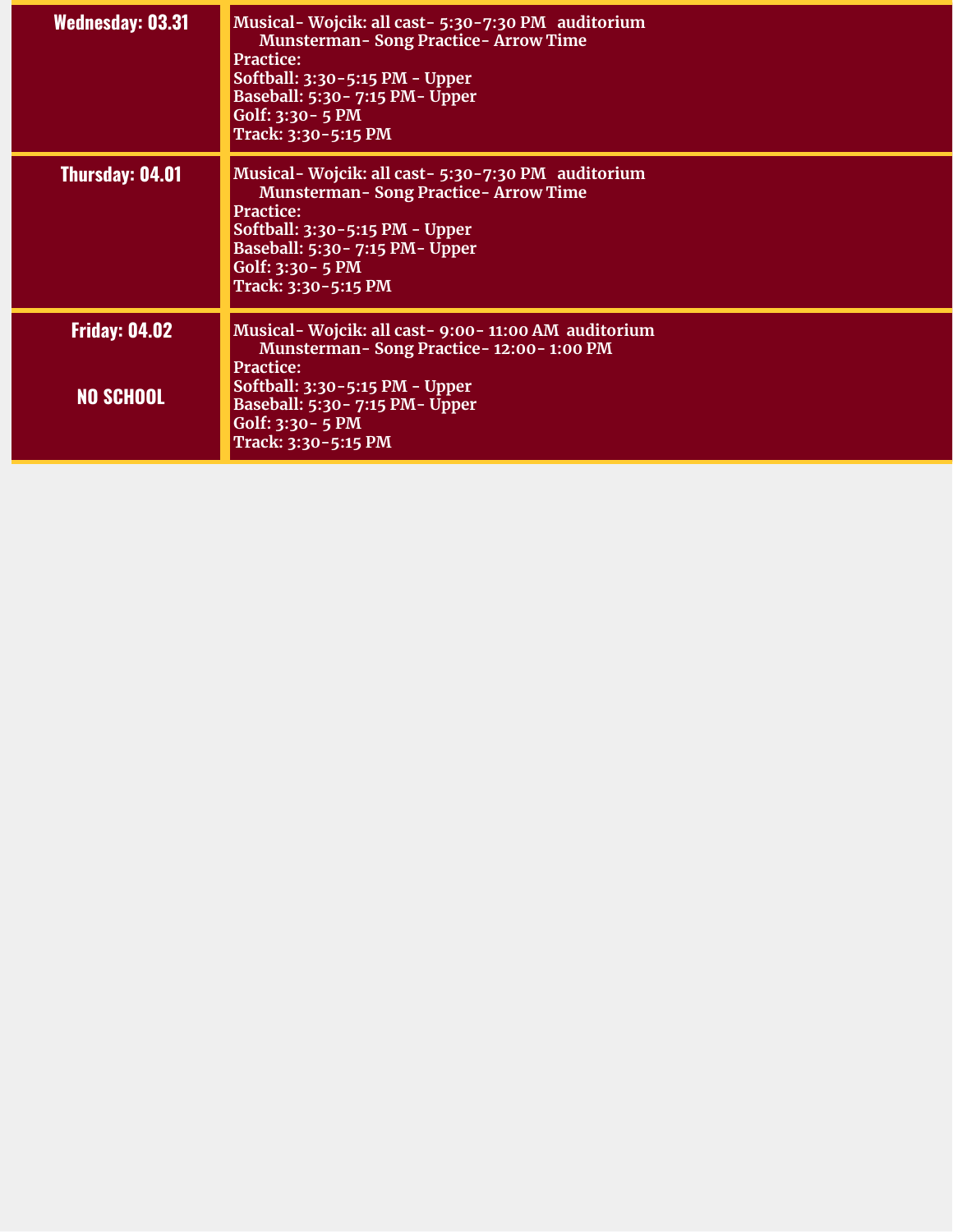| | |
|---|---|
| **Wednesday: 03.31** | Musical- Wojcik: all cast- 5:30-7:30 PM auditorium<br>Munsterman- Song Practice- Arrow Time<br>Practice:<br>Softball: 3:30-5:15 PM - Upper<br>Baseball: 5:30- 7:15 PM- Upper<br>Golf: 3:30- 5 PM<br>Track: 3:30-5:15 PM |
| **Thursday: 04.01** | Musical- Wojcik: all cast- 5:30-7:30 PM auditorium<br>Munsterman- Song Practice- Arrow Time<br>Practice:<br>Softball: 3:30-5:15 PM - Upper<br>Baseball: 5:30- 7:15 PM- Upper<br>Golf: 3:30- 5 PM<br>Track: 3:30-5:15 PM |
| **Friday: 04.02**<br><br>**NO SCHOOL** | Musical- Wojcik: all cast- 9:00- 11:00 AM auditorium<br>Munsterman- Song Practice- 12:00- 1:00 PM<br>Practice:<br>Softball: 3:30-5:15 PM - Upper<br>Baseball: 5:30- 7:15 PM- Upper<br>Golf: 3:30- 5 PM<br>Track: 3:30-5:15 PM |